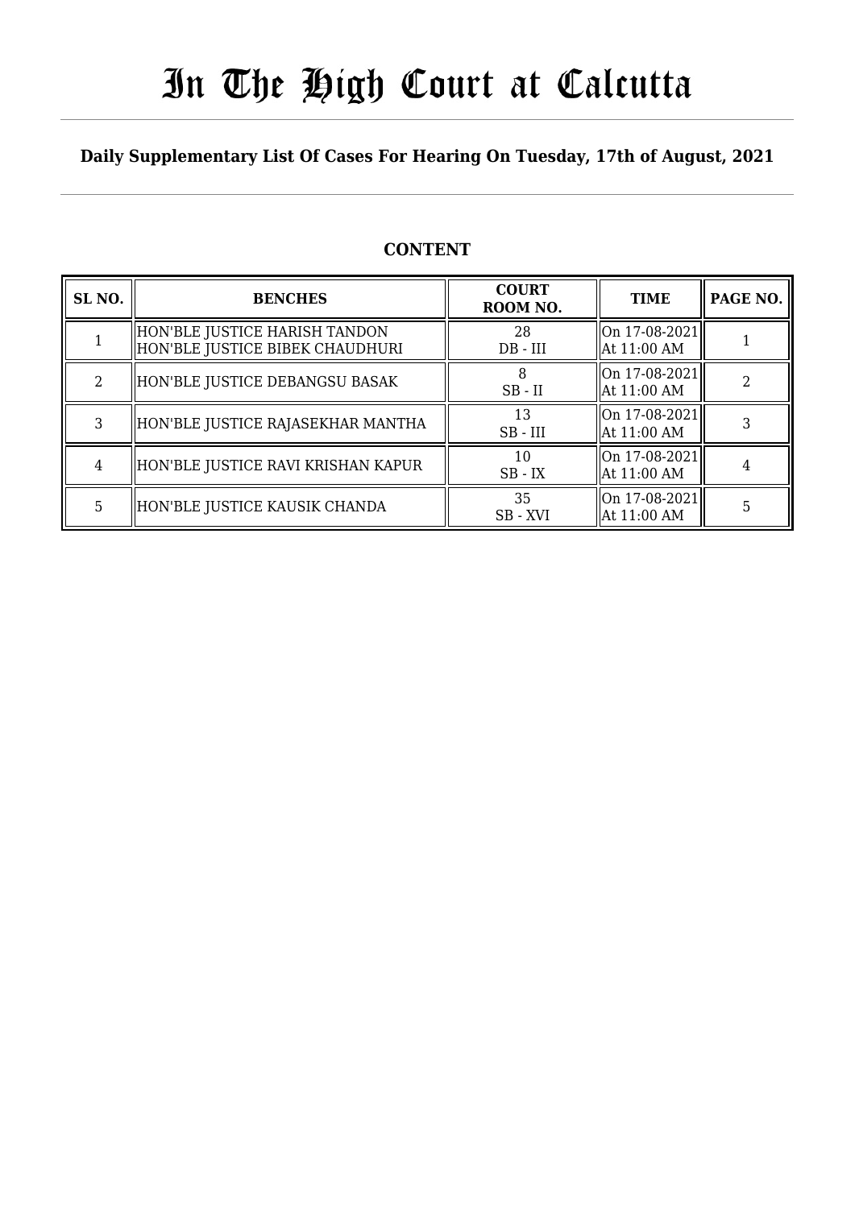# In The High Court at Calcutta

**Daily Supplementary List Of Cases For Hearing On Tuesday, 17th of August, 2021**

## CONTENT

| SL NO. | BENCHES | COURT ROOM NO. | TIME | PAGE NO. |
|---|---|---|---|---|
| 1 | HON'BLE JUSTICE HARISH TANDON<br>HON'BLE JUSTICE BIBEK CHAUDHURI | 28<br>DB - III | On 17-08-2021<br>At 11:00 AM | 1 |
| 2 | HON'BLE JUSTICE DEBANGSU BASAK | 8<br>SB - II | On 17-08-2021<br>At 11:00 AM | 2 |
| 3 | HON'BLE JUSTICE RAJASEKHAR MANTHA | 13<br>SB - III | On 17-08-2021<br>At 11:00 AM | 3 |
| 4 | HON'BLE JUSTICE RAVI KRISHAN KAPUR | 10<br>SB - IX | On 17-08-2021<br>At 11:00 AM | 4 |
| 5 | HON'BLE JUSTICE KAUSIK CHANDA | 35<br>SB - XVI | On 17-08-2021<br>At 11:00 AM | 5 |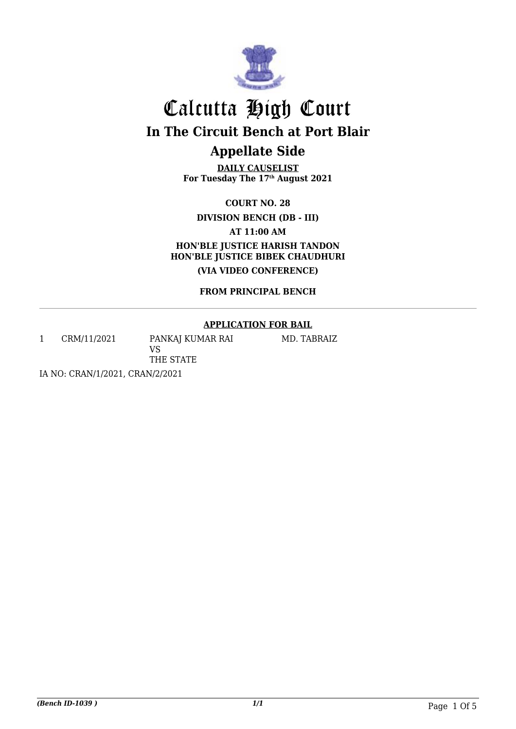# Calcutta High Court

## In The Circuit Bench at Port Blair

## Appellate Side

**DAILY CAUSELIST**
**For Tuesday The 17th August 2021**

**COURT NO. 28**

**DIVISION BENCH (DB - III)**

**AT 11:00 AM**

**HON'BLE JUSTICE HARISH TANDON**
**HON'BLE JUSTICE BIBEK CHAUDHURI**

**(VIA VIDEO CONFERENCE)**

**FROM PRINCIPAL BENCH**

---

**APPLICATION FOR BAIL**

| | | | |
|---|---|---|---|
| 1 | CRM/11/2021 | PANKAJ KUMAR RAI<br>VS<br>THE STATE | MD. TABRAIZ |

IA NO: CRAN/1/2021, CRAN/2/2021

*(Bench ID-1039 )*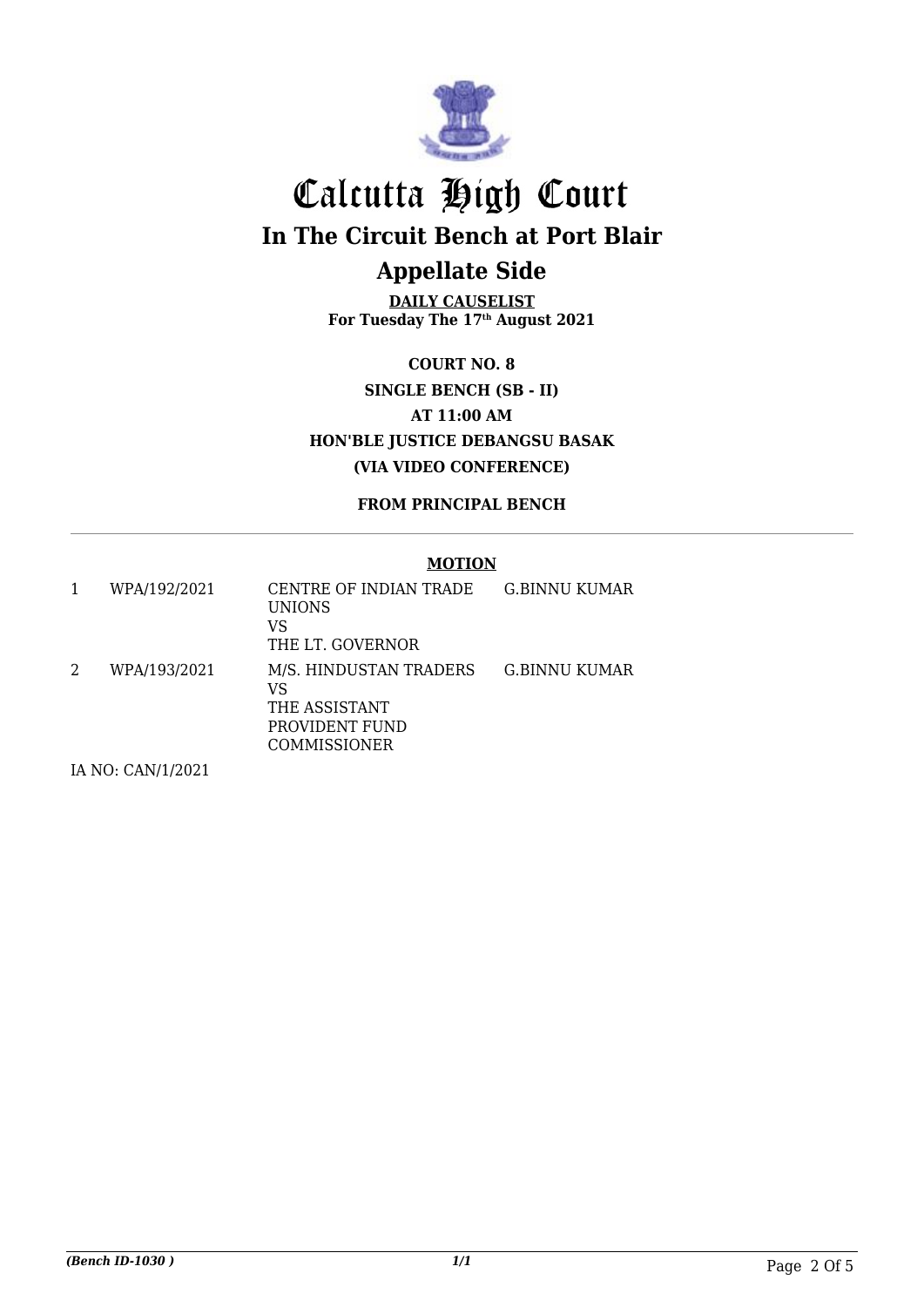# Calcutta High Court

## In The Circuit Bench at Port Blair

## Appellate Side

**DAILY CAUSELIST**
**For Tuesday The 17th August 2021**

**COURT NO. 8**
**SINGLE BENCH (SB - II)**
**AT 11:00 AM**
**HON'BLE JUSTICE DEBANGSU BASAK**
**(VIA VIDEO CONFERENCE)**

**FROM PRINCIPAL BENCH**

---

**MOTION**

| | | | |
|---|---|---|---|
| 1 | WPA/192/2021 | CENTRE OF INDIAN TRADE UNIONS<br>VS<br>THE LT. GOVERNOR | G.BINNU KUMAR |
| 2 | WPA/193/2021 | M/S. HINDUSTAN TRADERS<br>VS<br>THE ASSISTANT PROVIDENT FUND COMMISSIONER | G.BINNU KUMAR |

IA NO: CAN/1/2021

*(Bench ID-1030 )*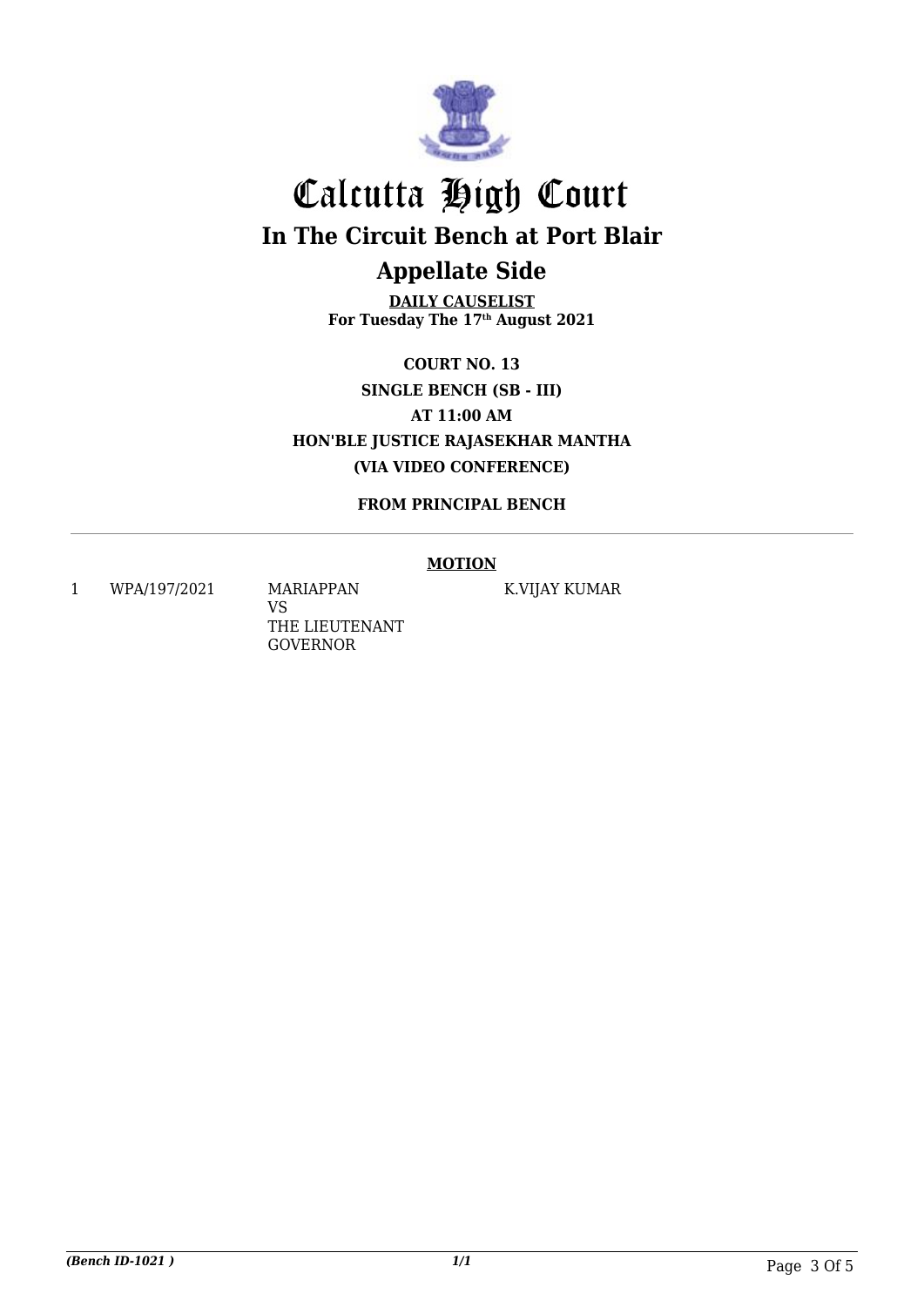# Calcutta High Court

## In The Circuit Bench at Port Blair

## Appellate Side

**DAILY CAUSELIST**
**For Tuesday The 17th August 2021**

**COURT NO. 13**
**SINGLE BENCH (SB - III)**
**AT 11:00 AM**
**HON'BLE JUSTICE RAJASEKHAR MANTHA**
**(VIA VIDEO CONFERENCE)**

**FROM PRINCIPAL BENCH**

---

**MOTION**

| | | | |
|---|---|---|---|
| 1 | WPA/197/2021 | MARIAPPAN<br>VS<br>THE LIEUTENANT GOVERNOR | K.VIJAY KUMAR |

*(Bench ID-1021 )*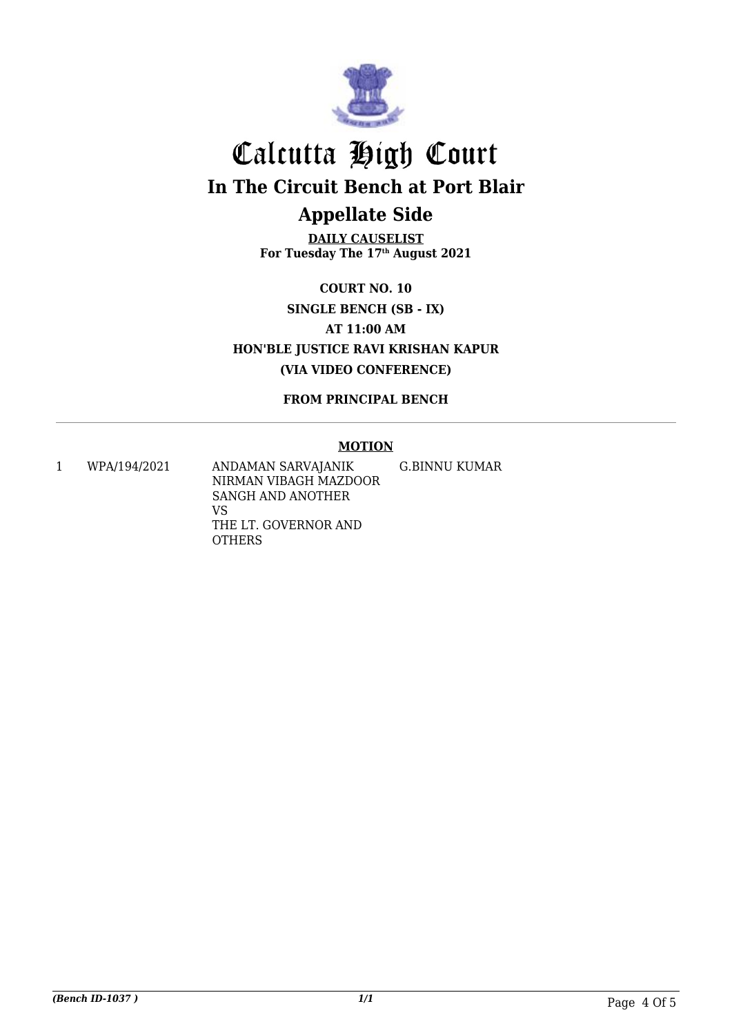# Calcutta High Court

## In The Circuit Bench at Port Blair

## Appellate Side

**DAILY CAUSELIST**
**For Tuesday The 17th August 2021**

**COURT NO. 10**

**SINGLE BENCH (SB - IX)**

**AT 11:00 AM**

**HON'BLE JUSTICE RAVI KRISHAN KAPUR**

**(VIA VIDEO CONFERENCE)**

**FROM PRINCIPAL BENCH**

**MOTION**

| | | | |
|---|---|---|---|
| 1 | WPA/194/2021 | ANDAMAN SARVAJANIK NIRMAN VIBAGH MAZDOOR SANGH AND ANOTHER<br>VS<br>THE LT. GOVERNOR AND OTHERS | G.BINNU KUMAR |

*(Bench ID-1037 )*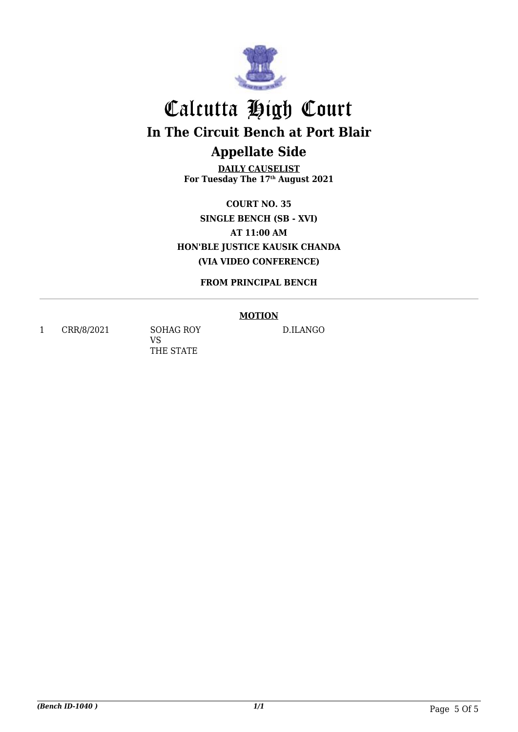# Calcutta High Court

## In The Circuit Bench at Port Blair

## Appellate Side

**DAILY CAUSELIST**
**For Tuesday The 17th August 2021**

**COURT NO. 35**
**SINGLE BENCH (SB - XVI)**
**AT 11:00 AM**
**HON'BLE JUSTICE KAUSIK CHANDA**
**(VIA VIDEO CONFERENCE)**

**FROM PRINCIPAL BENCH**

**MOTION**

| | | | |
|---|---|---|---|
| 1 | CRR/8/2021 | SOHAG ROY<br>VS<br>THE STATE | D.ILANGO |

*(Bench ID-1040 )*